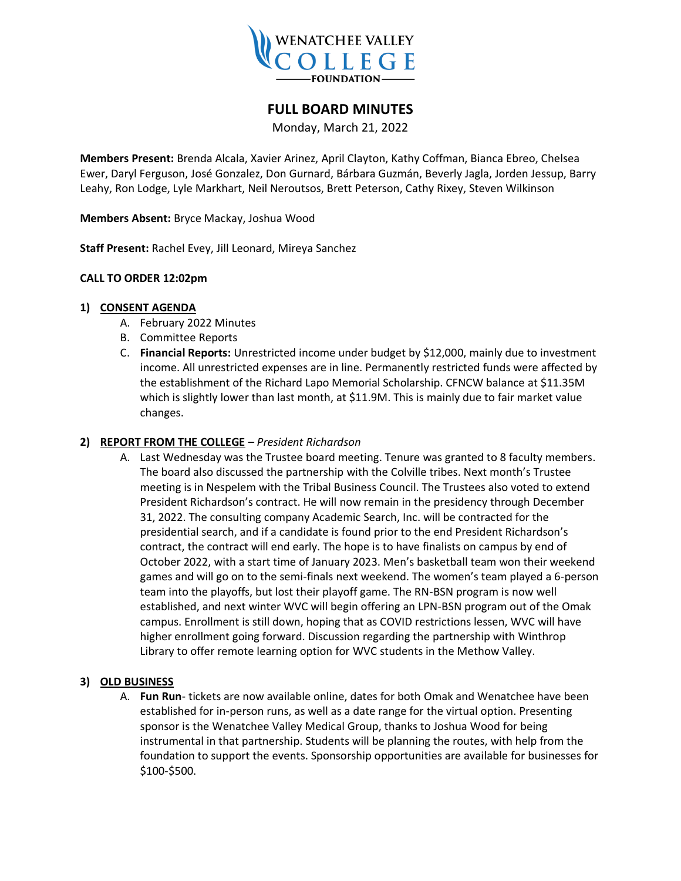# FULL BOARD MINUTES

Monday, March 21, 2022

**Members Present:** Brenda Alcala, Xavier Arinez, April Clayton, Kathy Coffman, Bianca Ebreo, Chelsea Ewer, Daryl Ferguson, José Gonzalez, Don Gurnard, Bárbara Guzmán, Beverly Jagla, Jorden Jessup, Barry Leahy, Ron Lodge, Lyle Markhart, Neil Neroutsos, Brett Peterson, Cathy Rixey, Steven Wilkinson

**Members Absent:** Bryce Mackay, Joshua Wood

**Staff Present:** Rachel Evey, Jill Leonard, Mireya Sanchez

**CALL TO ORDER 12:02pm**

**1) CONSENT AGENDA**

A. February 2022 Minutes

B. Committee Reports

C. **Financial Reports:** Unrestricted income under budget by $12,000, mainly due to investment income. All unrestricted expenses are in line. Permanently restricted funds were affected by the establishment of the Richard Lapo Memorial Scholarship. CFNCW balance at $11.35M which is slightly lower than last month, at $11.9M. This is mainly due to fair market value changes.

**2) REPORT FROM THE COLLEGE** – *President Richardson*

A. Last Wednesday was the Trustee board meeting. Tenure was granted to 8 faculty members. The board also discussed the partnership with the Colville tribes. Next month's Trustee meeting is in Nespelem with the Tribal Business Council. The Trustees also voted to extend President Richardson's contract. He will now remain in the presidency through December 31, 2022. The consulting company Academic Search, Inc. will be contracted for the presidential search, and if a candidate is found prior to the end President Richardson's contract, the contract will end early. The hope is to have finalists on campus by end of October 2022, with a start time of January 2023. Men's basketball team won their weekend games and will go on to the semi-finals next weekend. The women's team played a 6-person team into the playoffs, but lost their playoff game. The RN-BSN program is now well established, and next winter WVC will begin offering an LPN-BSN program out of the Omak campus. Enrollment is still down, hoping that as COVID restrictions lessen, WVC will have higher enrollment going forward. Discussion regarding the partnership with Winthrop Library to offer remote learning option for WVC students in the Methow Valley.

**3) OLD BUSINESS**

A. **Fun Run**- tickets are now available online, dates for both Omak and Wenatchee have been established for in-person runs, as well as a date range for the virtual option. Presenting sponsor is the Wenatchee Valley Medical Group, thanks to Joshua Wood for being instrumental in that partnership. Students will be planning the routes, with help from the foundation to support the events. Sponsorship opportunities are available for businesses for $100-$500.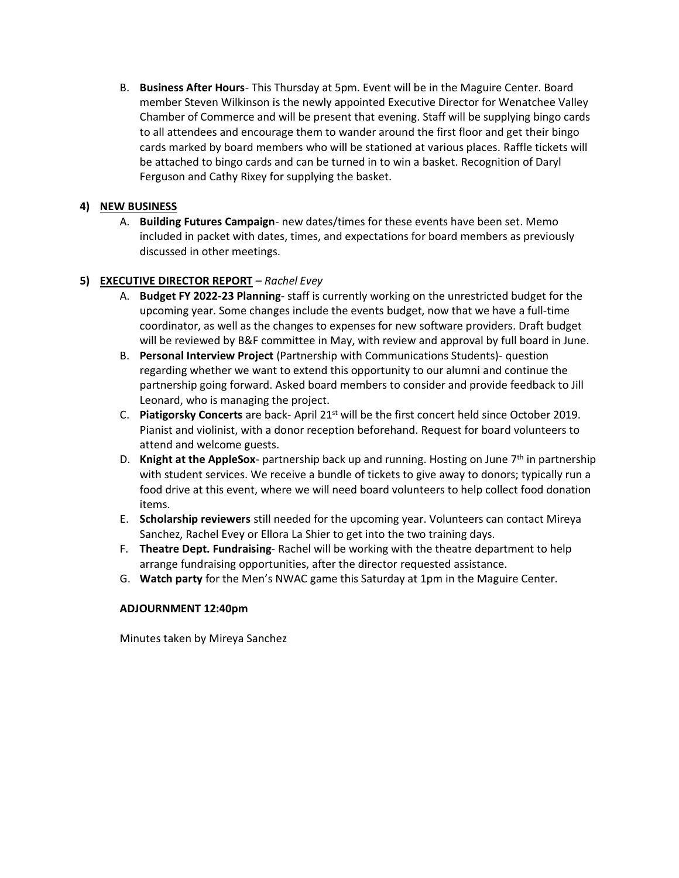B. **Business After Hours**- This Thursday at 5pm. Event will be in the Maguire Center. Board member Steven Wilkinson is the newly appointed Executive Director for Wenatchee Valley Chamber of Commerce and will be present that evening. Staff will be supplying bingo cards to all attendees and encourage them to wander around the first floor and get their bingo cards marked by board members who will be stationed at various places. Raffle tickets will be attached to bingo cards and can be turned in to win a basket. Recognition of Daryl Ferguson and Cathy Rixey for supplying the basket.

**4) NEW BUSINESS**

A. **Building Futures Campaign**- new dates/times for these events have been set. Memo included in packet with dates, times, and expectations for board members as previously discussed in other meetings.

**5) EXECUTIVE DIRECTOR REPORT** – *Rachel Evey*

A. **Budget FY 2022-23 Planning**- staff is currently working on the unrestricted budget for the upcoming year. Some changes include the events budget, now that we have a full-time coordinator, as well as the changes to expenses for new software providers. Draft budget will be reviewed by B&F committee in May, with review and approval by full board in June.

B. **Personal Interview Project** (Partnership with Communications Students)- question regarding whether we want to extend this opportunity to our alumni and continue the partnership going forward. Asked board members to consider and provide feedback to Jill Leonard, who is managing the project.

C. **Piatigorsky Concerts** are back- April 21st will be the first concert held since October 2019. Pianist and violinist, with a donor reception beforehand. Request for board volunteers to attend and welcome guests.

D. **Knight at the AppleSox**- partnership back up and running. Hosting on June 7th in partnership with student services. We receive a bundle of tickets to give away to donors; typically run a food drive at this event, where we will need board volunteers to help collect food donation items.

E. **Scholarship reviewers** still needed for the upcoming year. Volunteers can contact Mireya Sanchez, Rachel Evey or Ellora La Shier to get into the two training days.

F. **Theatre Dept. Fundraising**- Rachel will be working with the theatre department to help arrange fundraising opportunities, after the director requested assistance.

G. **Watch party** for the Men's NWAC game this Saturday at 1pm in the Maguire Center.

**ADJOURNMENT 12:40pm**

Minutes taken by Mireya Sanchez